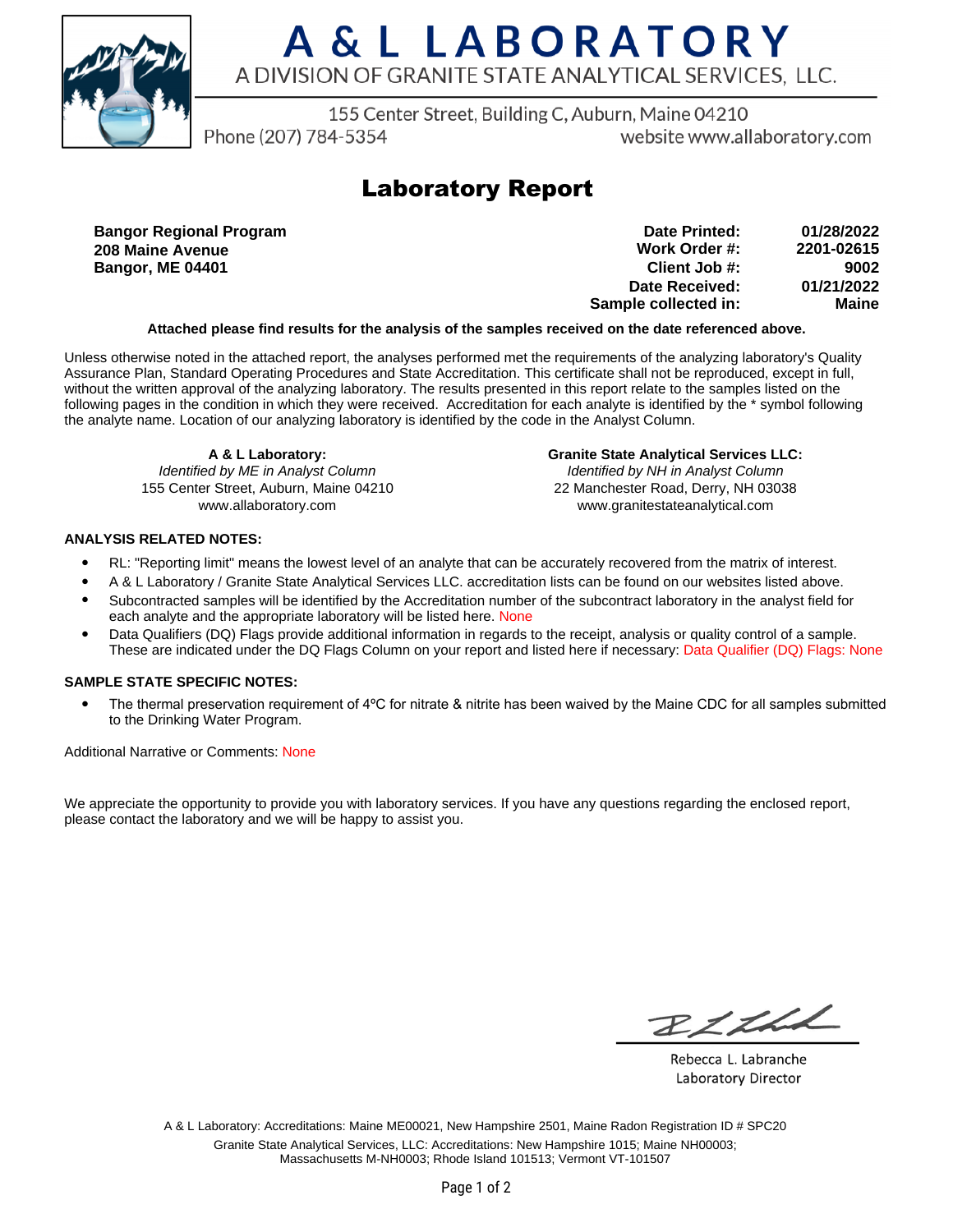# A & L LABORATORY

A DIVISION OF GRANITE STATE ANALYTICAL SERVICES, LLC.

155 Center Street, Building C, Auburn, Maine 04210
Phone (207) 784-5354 website www.allaboratory.com

## Laboratory Report

**Bangor Regional Program**
**208 Maine Avenue**
**Bangor, ME 04401**

| | |
|---|---|
| **Date Printed:** | **01/28/2022** |
| **Work Order #:** | **2201-02615** |
| **Client Job #:** | **9002** |
| **Date Received:** | **01/21/2022** |
| **Sample collected in:** | **Maine** |

**Attached please find results for the analysis of the samples received on the date referenced above.**

Unless otherwise noted in the attached report, the analyses performed met the requirements of the analyzing laboratory's Quality Assurance Plan, Standard Operating Procedures and State Accreditation. This certificate shall not be reproduced, except in full, without the written approval of the analyzing laboratory. The results presented in this report relate to the samples listed on the following pages in the condition in which they were received. Accreditation for each analyte is identified by the * symbol following the analyte name. Location of our analyzing laboratory is identified by the code in the Analyst Column.

**A & L Laboratory:**
*Identified by ME in Analyst Column*
155 Center Street, Auburn, Maine 04210
www.allaboratory.com

**Granite State Analytical Services LLC:**
*Identified by NH in Analyst Column*
22 Manchester Road, Derry, NH 03038
www.granitestateanalytical.com

**ANALYSIS RELATED NOTES:**

- RL: "Reporting limit" means the lowest level of an analyte that can be accurately recovered from the matrix of interest.
- A & L Laboratory / Granite State Analytical Services LLC. accreditation lists can be found on our websites listed above.
- Subcontracted samples will be identified by the Accreditation number of the subcontract laboratory in the analyst field for each analyte and the appropriate laboratory will be listed here. None
- Data Qualifiers (DQ) Flags provide additional information in regards to the receipt, analysis or quality control of a sample. These are indicated under the DQ Flags Column on your report and listed here if necessary: Data Qualifier (DQ) Flags: None

**SAMPLE STATE SPECIFIC NOTES:**

- The thermal preservation requirement of 4ºC for nitrate & nitrite has been waived by the Maine CDC for all samples submitted to the Drinking Water Program.

Additional Narrative or Comments: None

We appreciate the opportunity to provide you with laboratory services. If you have any questions regarding the enclosed report, please contact the laboratory and we will be happy to assist you.

Rebecca L. Labranche
Laboratory Director

A & L Laboratory: Accreditations: Maine ME00021, New Hampshire 2501, Maine Radon Registration ID # SPC20
Granite State Analytical Services, LLC: Accreditations: New Hampshire 1015; Maine NH00003; Massachusetts M-NH0003; Rhode Island 101513; Vermont VT-101507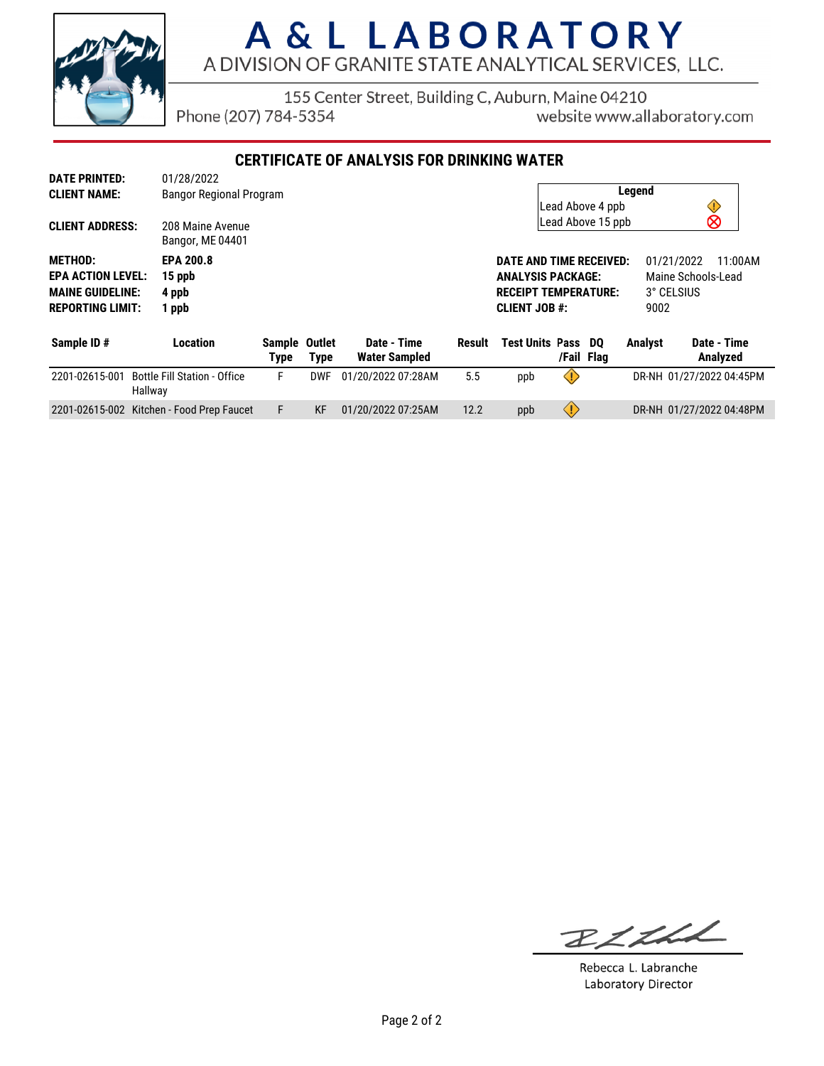# A & L LABORATORY

A DIVISION OF GRANITE STATE ANALYTICAL SERVICES, LLC.

155 Center Street, Building C, Auburn, Maine 04210

Phone (207) 784-5354 website www.allaboratory.com

## CERTIFICATE OF ANALYSIS FOR DRINKING WATER

**DATE PRINTED:** 01/28/2022

**CLIENT NAME:** Bangor Regional Program

**CLIENT ADDRESS:** 208 Maine Avenue, Bangor, ME 04401

| Legend | |
|---|---|
| Lead Above 4 ppb | ⚠ |
| Lead Above 15 ppb | ⊗ |

**METHOD:** EPA 200.8

**EPA ACTION LEVEL:** 15 ppb

**MAINE GUIDELINE:** 4 ppb

**REPORTING LIMIT:** 1 ppb

**DATE AND TIME RECEIVED:** 01/21/2022 11:00AM

**ANALYSIS PACKAGE:** Maine Schools-Lead

**RECEIPT TEMPERATURE:** 3° CELSIUS

**CLIENT JOB #:** 9002

| Sample ID # | Location | Sample Type | Outlet Type | Date - Time Water Sampled | Result | Test Units | Pass /Fail | DQ Flag | Analyst | Date - Time Analyzed |
|---|---|---|---|---|---|---|---|---|---|---|
| 2201-02615-001 | Bottle Fill Station - Office Hallway | F | DWF | 01/20/2022 07:28AM | 5.5 | ppb | ⚠ | | DR-NH | 01/27/2022 04:45PM |
| 2201-02615-002 | Kitchen - Food Prep Faucet | F | KF | 01/20/2022 07:25AM | 12.2 | ppb | ⚠ | | DR-NH | 01/27/2022 04:48PM |

Rebecca L. Labranche
Laboratory Director